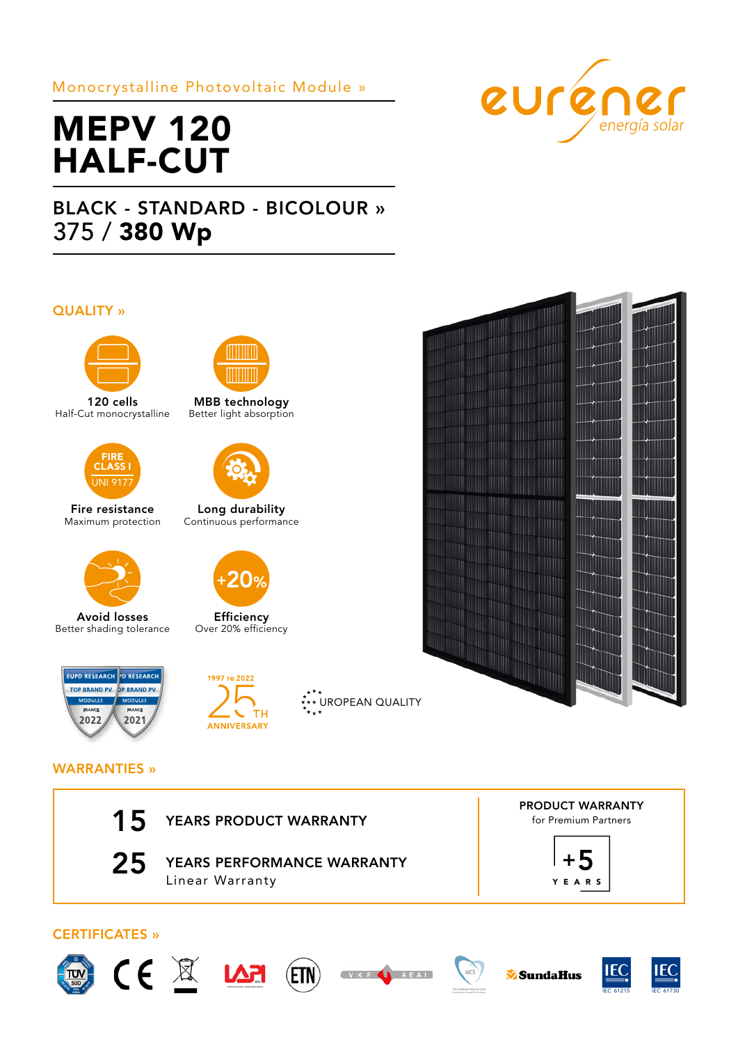Monocrystalline Photovoltaic Module »

# MEPV 120 HALF-CUT

eurener energía solar

## BLACK - STANDARD - BICOLOUR »

375 / **380 Wp**

## QUALITY »

**120 cells**
Half-Cut monocrystalline

**MBB technology**
Better light absorption

FIRE CLASS I UNI 9177

**Fire resistance**
Maximum protection

**Long durability**
Continuous performance

**Avoid losses**
Better shading tolerance

+20%

**Efficiency**
Over 20% efficiency

EUPD RESEARCH TOP BRAND PV MODULES FRANCE 2022
EUPD RESEARCH TOP BRAND PV MODULES FRANCE 2021

1997 TO 2022 25TH ANNIVERSARY

EUROPEAN QUALITY

## WARRANTIES »

**15** YEARS PRODUCT WARRANTY

**25** YEARS PERFORMANCE WARRANTY
Linear Warranty

**PRODUCT WARRANTY**
for Premium Partners

**+5** YEARS

## CERTIFICATES »

TÜV SÜD · CE · WEEE · LAPI · ETN · VKF AEAI · MCS · SundaHus · IEC 61215 · IEC 61730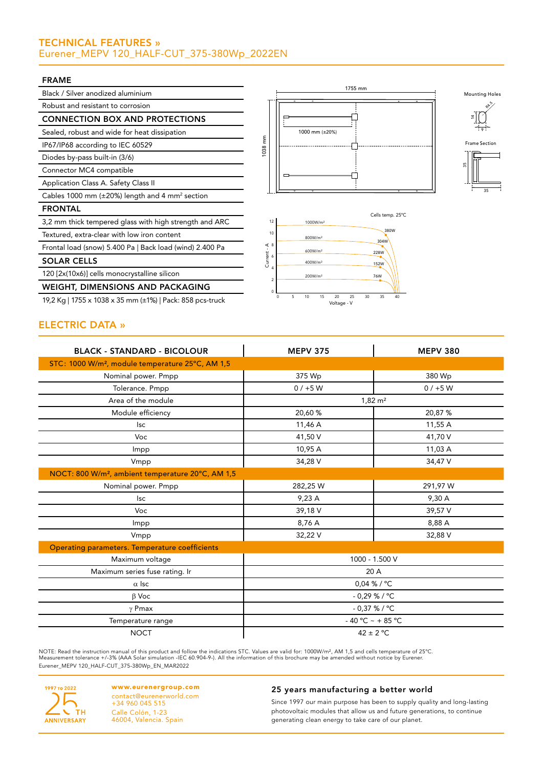## TECHNICAL FEATURES »
Eurener_MEPV 120_HALF-CUT_375-380Wp_2022EN

| FRAME |
|---|
| Black / Silver anodized aluminium |
| Robust and resistant to corrosion |
| **CONNECTION BOX AND PROTECTIONS** |
| Sealed, robust and wide for heat dissipation |
| IP67/IP68 according to IEC 60529 |
| Diodes by-pass built-in (3/6) |
| Connector MC4 compatible |
| Application Class A. Safety Class II |
| Cables 1000 mm (±20%) length and 4 mm² section |
| **FRONTAL** |
| 3,2 mm thick tempered glass with high strength and ARC |
| Textured, extra-clear with low iron content |
| Frontal load (snow) 5.400 Pa \| Back load (wind) 2.400 Pa |
| **SOLAR CELLS** |
| 120 [2x(10x6)] cells monocrystalline silicon |
| **WEIGHT, DIMENSIONS AND PACKAGING** |
| 19,2 Kg \| 1755 x 1038 x 35 mm (±1%) \| Pack: 858 pcs-truck |

1755 mm
1038 mm
1000 mm (±20%)
Mounting Holes
14
9
R4,5
Frame Section
35
35

Cells temp. 25°C
1000W/m² 380W
800W/m² 304W
600W/m² 228W
400W/m² 152W
200W/m² 76W
Current - A
0 2 4 6 8 10 12
Voltage - V
0 5 10 15 20 25 30 35 40

## ELECTRIC DATA »

| BLACK - STANDARD - BICOLOUR | MEPV 375 | MEPV 380 |
|---|---|---|
| **STC: 1000 W/m², module temperature 25°C, AM 1,5** | | |
| Nominal power. Pmpp | 375 Wp | 380 Wp |
| Tolerance. Pmpp | 0 / +5 W | 0 / +5 W |
| Area of the module | 1,82 m² | |
| Module efficiency | 20,60 % | 20,87 % |
| Isc | 11,46 A | 11,55 A |
| Voc | 41,50 V | 41,70 V |
| Impp | 10,95 A | 11,03 A |
| Vmpp | 34,28 V | 34,47 V |
| **NOCT: 800 W/m², ambient temperature 20°C, AM 1,5** | | |
| Nominal power. Pmpp | 282,25 W | 291,97 W |
| Isc | 9,23 A | 9,30 A |
| Voc | 39,18 V | 39,57 V |
| Impp | 8,76 A | 8,88 A |
| Vmpp | 32,22 V | 32,88 V |
| **Operating parameters. Temperature coefficients** | | |
| Maximum voltage | 1000 - 1.500 V | |
| Maximum series fuse rating. Ir | 20 A | |
| $\alpha$ Isc | 0,04 % / °C | |
| $\beta$ Voc | - 0,29 % / °C | |
| $\gamma$ Pmax | - 0,37 % / °C | |
| Temperature range | - 40 °C ~ + 85 °C | |
| NOCT | 42 ± 2 °C | |

NOTE: Read the instruction manual of this product and follow the indications STC. Values are valid for: 1000W/m², AM 1,5 and cells temperature of 25°C. Measurement tolerance +/-3% (AAA Solar simulation -IEC 60.904-9-). All the information of this brochure may be amended without notice by Eurener.
Eurener_MEPV 120_HALF-CUT_375-380Wp_EN_MAR2022

1997 TO 2022
25 TH
ANNIVERSARY

**www.eurenergroup.com**
contact@eurenerworld.com
+34 960 045 515
Calle Colón, 1-23
46004, Valencia. Spain

### 25 years manufacturing a better world

Since 1997 our main purpose has been to supply quality and long-lasting photovoltaic modules that allow us and future generations, to continue generating clean energy to take care of our planet.